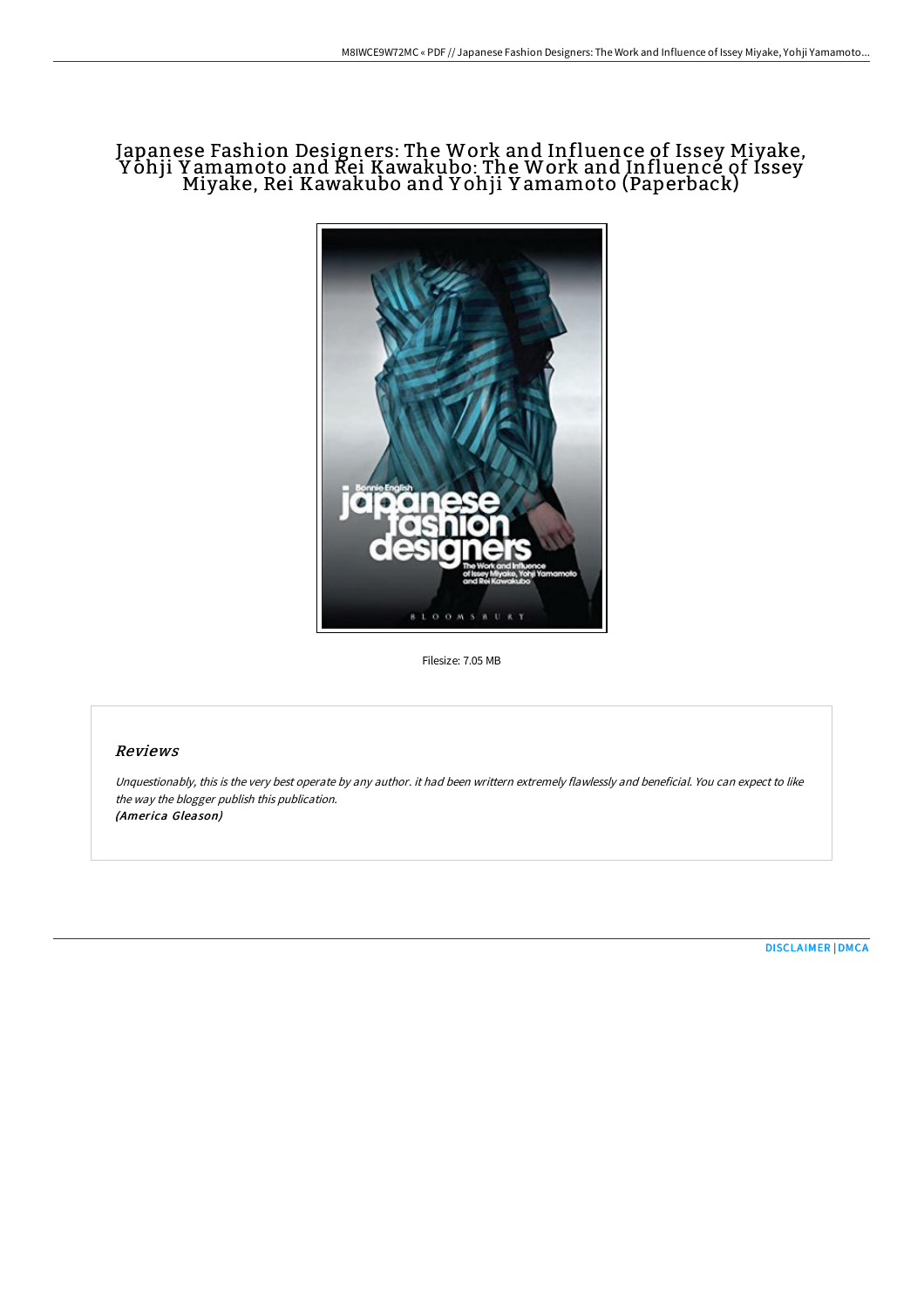# Japanese Fashion Designers: The Work and Influence of Issey Miyake, Yohji Yamamoto and Rei Kawakubo: The Work and Influence of Issey Miyake, Rei Kawakubo and Yohji Yamamoto (Paperback)

Filesize: 7.05 MB

## Reviews

*Unquestionably, this is the very best operate by any author. it had been writtern extremely flawlessly and beneficial. You can expect to like the way the blogger publish this publication.*
***(America Gleason)***

DISCLAIMER | DMCA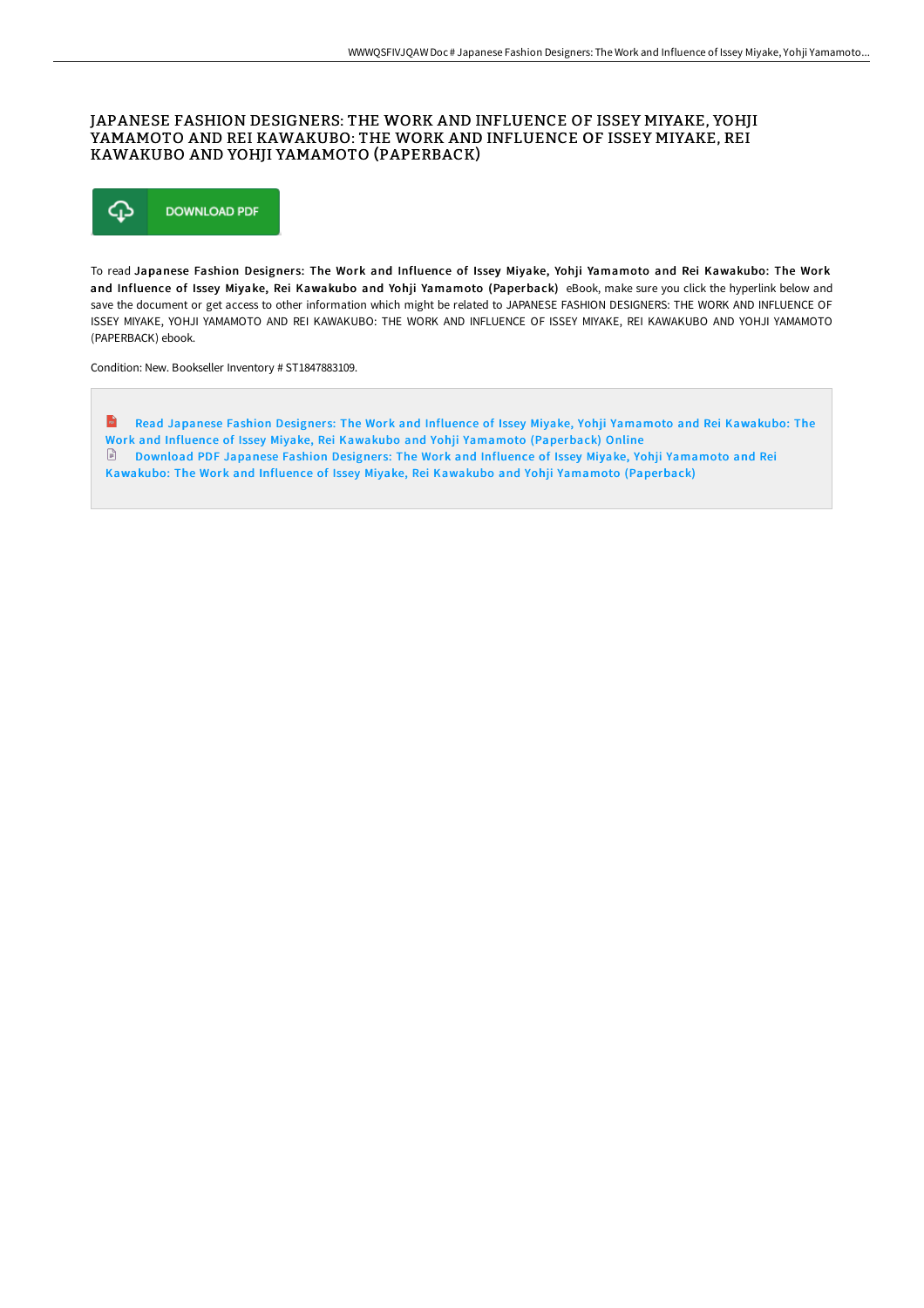# JAPANESE FASHION DESIGNERS: THE WORK AND INFLUENCE OF ISSEY MIYAKE, YOHJI YAMAMOTO AND REI KAWAKUBO: THE WORK AND INFLUENCE OF ISSEY MIYAKE, REI KAWAKUBO AND YOHJI YAMAMOTO (PAPERBACK)

DOWNLOAD PDF

To read **Japanese Fashion Designers: The Work and Influence of Issey Miyake, Yohji Yamamoto and Rei Kawakubo: The Work and Influence of Issey Miyake, Rei Kawakubo and Yohji Yamamoto (Paperback)** eBook, make sure you click the hyperlink below and save the document or get access to other information which might be related to JAPANESE FASHION DESIGNERS: THE WORK AND INFLUENCE OF ISSEY MIYAKE, YOHJI YAMAMOTO AND REI KAWAKUBO: THE WORK AND INFLUENCE OF ISSEY MIYAKE, REI KAWAKUBO AND YOHJI YAMAMOTO (PAPERBACK) ebook.

Condition: New. Bookseller Inventory # ST1847883109.

Read Japanese Fashion Designers: The Work and Influence of Issey Miyake, Yohji Yamamoto and Rei Kawakubo: The Work and Influence of Issey Miyake, Rei Kawakubo and Yohji Yamamoto (Paperback) Online

Download PDF Japanese Fashion Designers: The Work and Influence of Issey Miyake, Yohji Yamamoto and Rei Kawakubo: The Work and Influence of Issey Miyake, Rei Kawakubo and Yohji Yamamoto (Paperback)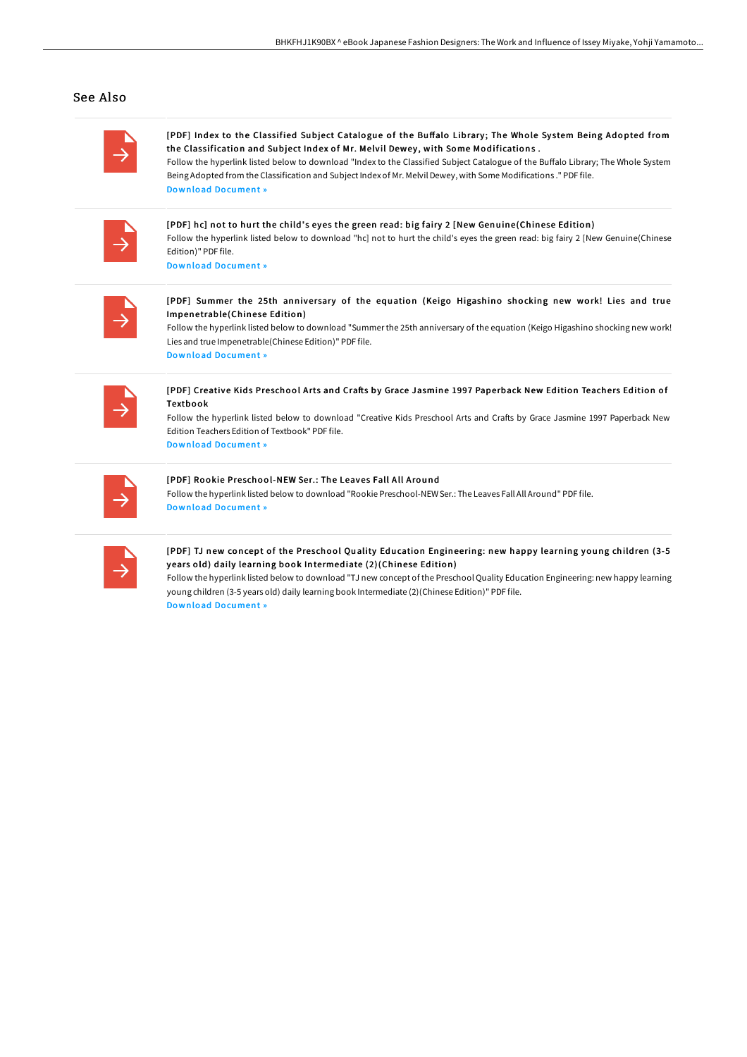## See Also

**[PDF] Index to the Classified Subject Catalogue of the Buffalo Library; The Whole System Being Adopted from the Classification and Subject Index of Mr. Melvil Dewey, with Some Modifications .**

Follow the hyperlink listed below to download "Index to the Classified Subject Catalogue of the Buffalo Library; The Whole System Being Adopted from the Classification and Subject Index of Mr. Melvil Dewey, with Some Modifications ." PDF file.

Download Document »

**[PDF] hc] not to hurt the child's eyes the green read: big fairy 2 [New Genuine(Chinese Edition)**

Follow the hyperlink listed below to download "hc] not to hurt the child's eyes the green read: big fairy 2 [New Genuine(Chinese Edition)" PDF file.

Download Document »

**[PDF] Summer the 25th anniversary of the equation (Keigo Higashino shocking new work! Lies and true Impenetrable(Chinese Edition)**

Follow the hyperlink listed below to download "Summer the 25th anniversary of the equation (Keigo Higashino shocking new work! Lies and true Impenetrable(Chinese Edition)" PDF file.

Download Document »

**[PDF] Creative Kids Preschool Arts and Crafts by Grace Jasmine 1997 Paperback New Edition Teachers Edition of Textbook**

Follow the hyperlink listed below to download "Creative Kids Preschool Arts and Crafts by Grace Jasmine 1997 Paperback New Edition Teachers Edition of Textbook" PDF file.

Download Document »

**[PDF] Rookie Preschool-NEW Ser.: The Leaves Fall All Around**

Follow the hyperlink listed below to download "Rookie Preschool-NEW Ser.: The Leaves Fall All Around" PDF file.

Download Document »

**[PDF] TJ new concept of the Preschool Quality Education Engineering: new happy learning young children (3-5 years old) daily learning book Intermediate (2)(Chinese Edition)**

Follow the hyperlink listed below to download "TJ new concept of the Preschool Quality Education Engineering: new happy learning young children (3-5 years old) daily learning book Intermediate (2)(Chinese Edition)" PDF file.

Download Document »